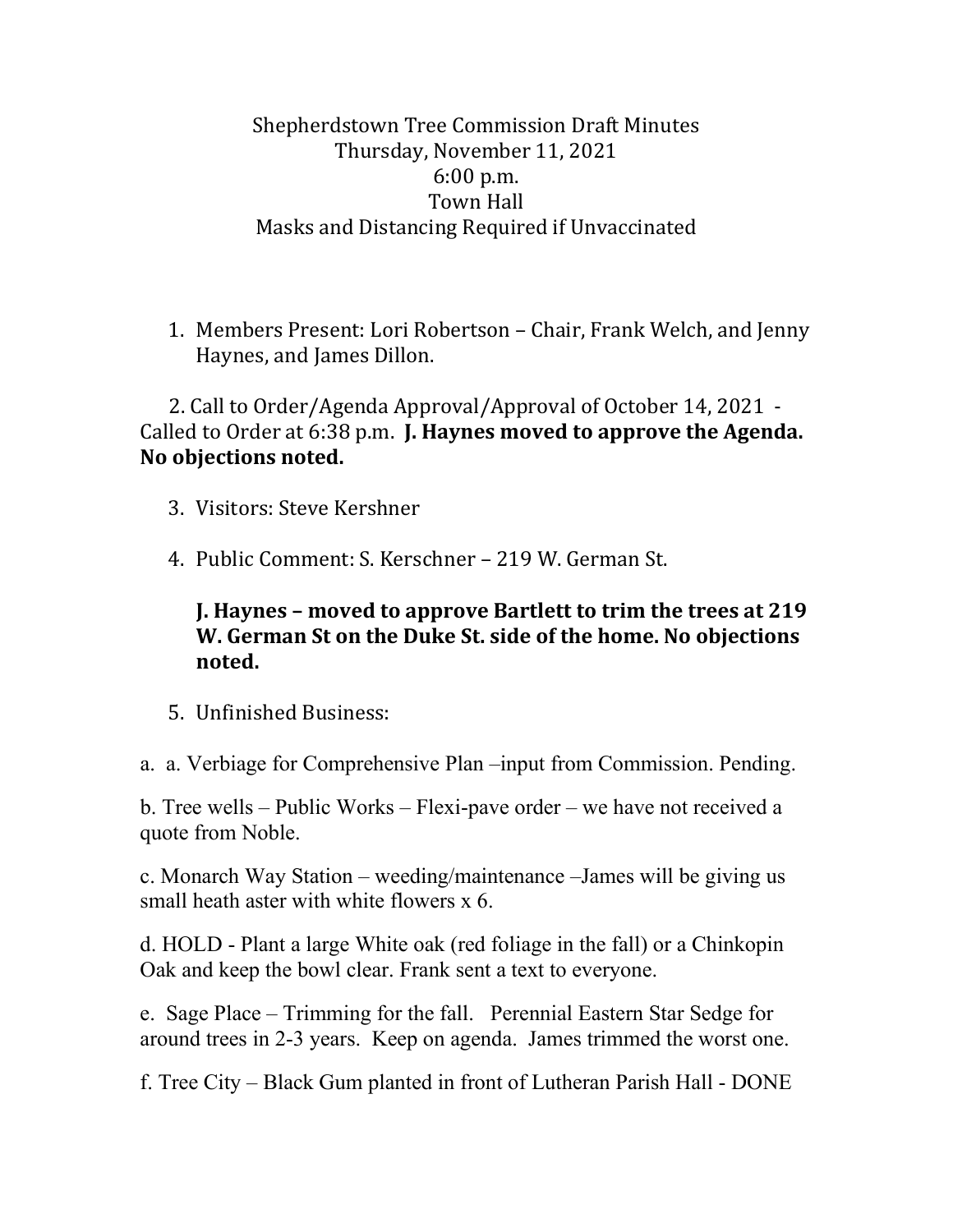Shepherdstown Tree Commission Draft Minutes
Thursday, November 11, 2021
6:00 p.m.
Town Hall
Masks and Distancing Required if Unvaccinated

1. Members Present: Lori Robertson – Chair, Frank Welch, and Jenny Haynes, and James Dillon.

2. Call to Order/Agenda Approval/Approval of October 14, 2021 - Called to Order at 6:38 p.m. **J. Haynes moved to approve the Agenda. No objections noted.**

3. Visitors: Steve Kershner

4. Public Comment: S. Kerschner – 219 W. German St.

   **J. Haynes – moved to approve Bartlett to trim the trees at 219 W. German St on the Duke St. side of the home. No objections noted.**

5. Unfinished Business:

a. a. Verbiage for Comprehensive Plan –input from Commission. Pending.

b. Tree wells – Public Works – Flexi-pave order – we have not received a quote from Noble.

c. Monarch Way Station – weeding/maintenance –James will be giving us small heath aster with white flowers x 6.

d. HOLD - Plant a large White oak (red foliage in the fall) or a Chinkopin Oak and keep the bowl clear. Frank sent a text to everyone.

e. Sage Place – Trimming for the fall. Perennial Eastern Star Sedge for around trees in 2-3 years. Keep on agenda. James trimmed the worst one.

f. Tree City – Black Gum planted in front of Lutheran Parish Hall - DONE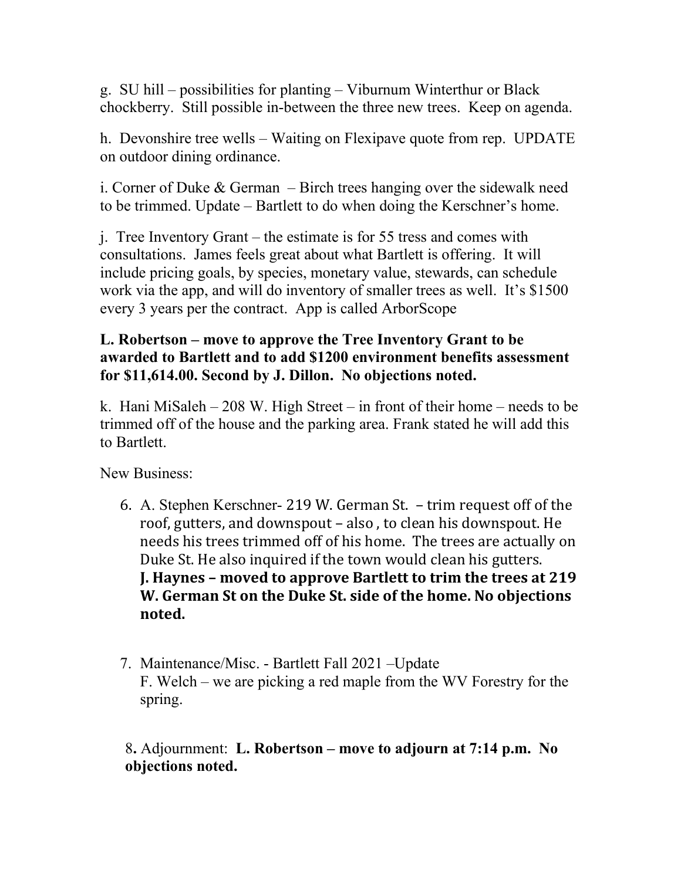g. SU hill – possibilities for planting – Viburnum Winterthur or Black chockberry. Still possible in-between the three new trees. Keep on agenda.

h. Devonshire tree wells – Waiting on Flexipave quote from rep. UPDATE on outdoor dining ordinance.

i. Corner of Duke & German – Birch trees hanging over the sidewalk need to be trimmed. Update – Bartlett to do when doing the Kerschner's home.

j. Tree Inventory Grant – the estimate is for 55 tress and comes with consultations. James feels great about what Bartlett is offering. It will include pricing goals, by species, monetary value, stewards, can schedule work via the app, and will do inventory of smaller trees as well. It's $1500 every 3 years per the contract. App is called ArborScope

**L. Robertson – move to approve the Tree Inventory Grant to be awarded to Bartlett and to add $1200 environment benefits assessment for $11,614.00. Second by J. Dillon. No objections noted.**

k. Hani MiSaleh – 208 W. High Street – in front of their home – needs to be trimmed off of the house and the parking area. Frank stated he will add this to Bartlett.

New Business:

6. A. Stephen Kerschner- 219 W. German St. – trim request off of the roof, gutters, and downspout – also , to clean his downspout. He needs his trees trimmed off of his home. The trees are actually on Duke St. He also inquired if the town would clean his gutters. **J. Haynes – moved to approve Bartlett to trim the trees at 219 W. German St on the Duke St. side of the home. No objections noted.**

7. Maintenance/Misc. - Bartlett Fall 2021 –Update
   F. Welch – we are picking a red maple from the WV Forestry for the spring.

8. Adjournment: **L. Robertson – move to adjourn at 7:14 p.m. No objections noted.**